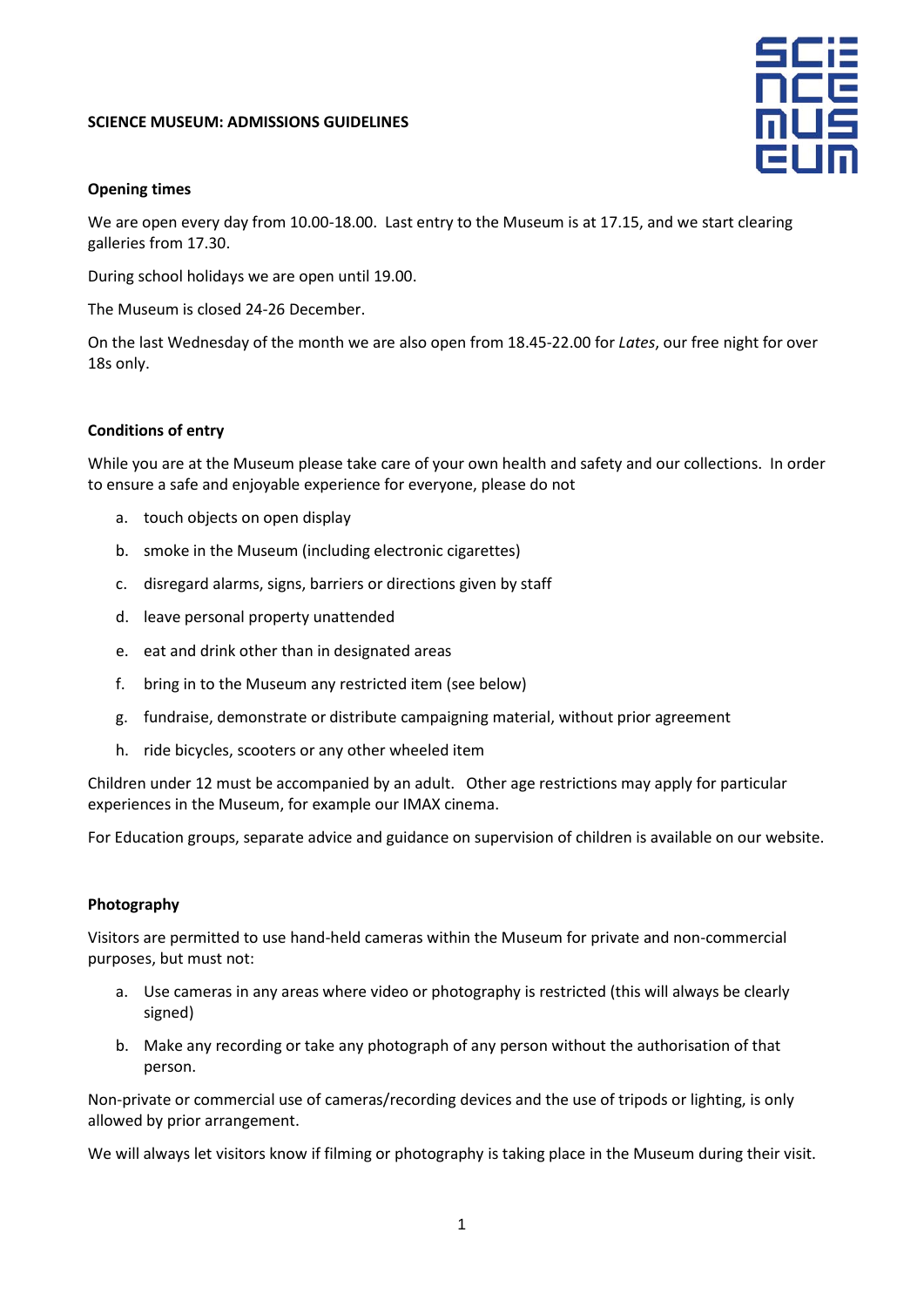# SCIENCE MUSEUM: ADMISSIONS GUIDELINES

## Opening times

We are open every day from 10.00-18.00. Last entry to the Museum is at 17.15, and we start clearing galleries from 17.30.

During school holidays we are open until 19.00.

The Museum is closed 24-26 December.

On the last Wednesday of the month we are also open from 18.45-22.00 for *Lates*, our free night for over 18s only.

## Conditions of entry

While you are at the Museum please take care of your own health and safety and our collections. In order to ensure a safe and enjoyable experience for everyone, please do not

a. touch objects on open display
b. smoke in the Museum (including electronic cigarettes)
c. disregard alarms, signs, barriers or directions given by staff
d. leave personal property unattended
e. eat and drink other than in designated areas
f. bring in to the Museum any restricted item (see below)
g. fundraise, demonstrate or distribute campaigning material, without prior agreement
h. ride bicycles, scooters or any other wheeled item

Children under 12 must be accompanied by an adult. Other age restrictions may apply for particular experiences in the Museum, for example our IMAX cinema.

For Education groups, separate advice and guidance on supervision of children is available on our website.

## Photography

Visitors are permitted to use hand-held cameras within the Museum for private and non-commercial purposes, but must not:

a. Use cameras in any areas where video or photography is restricted (this will always be clearly signed)
b. Make any recording or take any photograph of any person without the authorisation of that person.

Non-private or commercial use of cameras/recording devices and the use of tripods or lighting, is only allowed by prior arrangement.

We will always let visitors know if filming or photography is taking place in the Museum during their visit.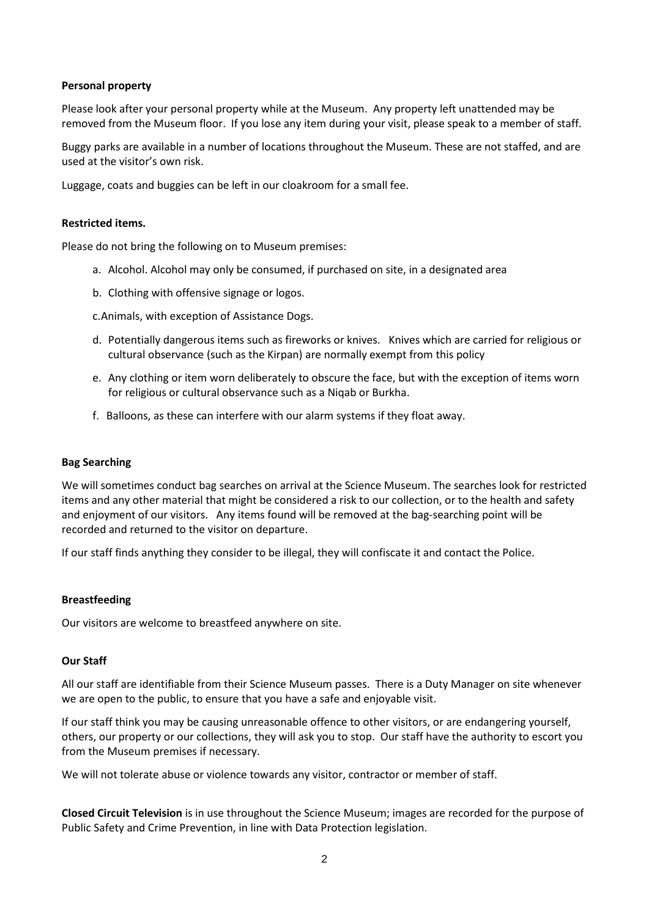**Personal property**

Please look after your personal property while at the Museum. Any property left unattended may be removed from the Museum floor. If you lose any item during your visit, please speak to a member of staff.

Buggy parks are available in a number of locations throughout the Museum. These are not staffed, and are used at the visitor's own risk.

Luggage, coats and buggies can be left in our cloakroom for a small fee.

**Restricted items.**

Please do not bring the following on to Museum premises:

a. Alcohol. Alcohol may only be consumed, if purchased on site, in a designated area

b. Clothing with offensive signage or logos.

c. Animals, with exception of Assistance Dogs.

d. Potentially dangerous items such as fireworks or knives. Knives which are carried for religious or cultural observance (such as the Kirpan) are normally exempt from this policy

e. Any clothing or item worn deliberately to obscure the face, but with the exception of items worn for religious or cultural observance such as a Niqab or Burkha.

f. Balloons, as these can interfere with our alarm systems if they float away.

**Bag Searching**

We will sometimes conduct bag searches on arrival at the Science Museum. The searches look for restricted items and any other material that might be considered a risk to our collection, or to the health and safety and enjoyment of our visitors. Any items found will be removed at the bag-searching point will be recorded and returned to the visitor on departure.

If our staff finds anything they consider to be illegal, they will confiscate it and contact the Police.

**Breastfeeding**

Our visitors are welcome to breastfeed anywhere on site.

**Our Staff**

All our staff are identifiable from their Science Museum passes. There is a Duty Manager on site whenever we are open to the public, to ensure that you have a safe and enjoyable visit.

If our staff think you may be causing unreasonable offence to other visitors, or are endangering yourself, others, our property or our collections, they will ask you to stop. Our staff have the authority to escort you from the Museum premises if necessary.

We will not tolerate abuse or violence towards any visitor, contractor or member of staff.

**Closed Circuit Television** is in use throughout the Science Museum; images are recorded for the purpose of Public Safety and Crime Prevention, in line with Data Protection legislation.